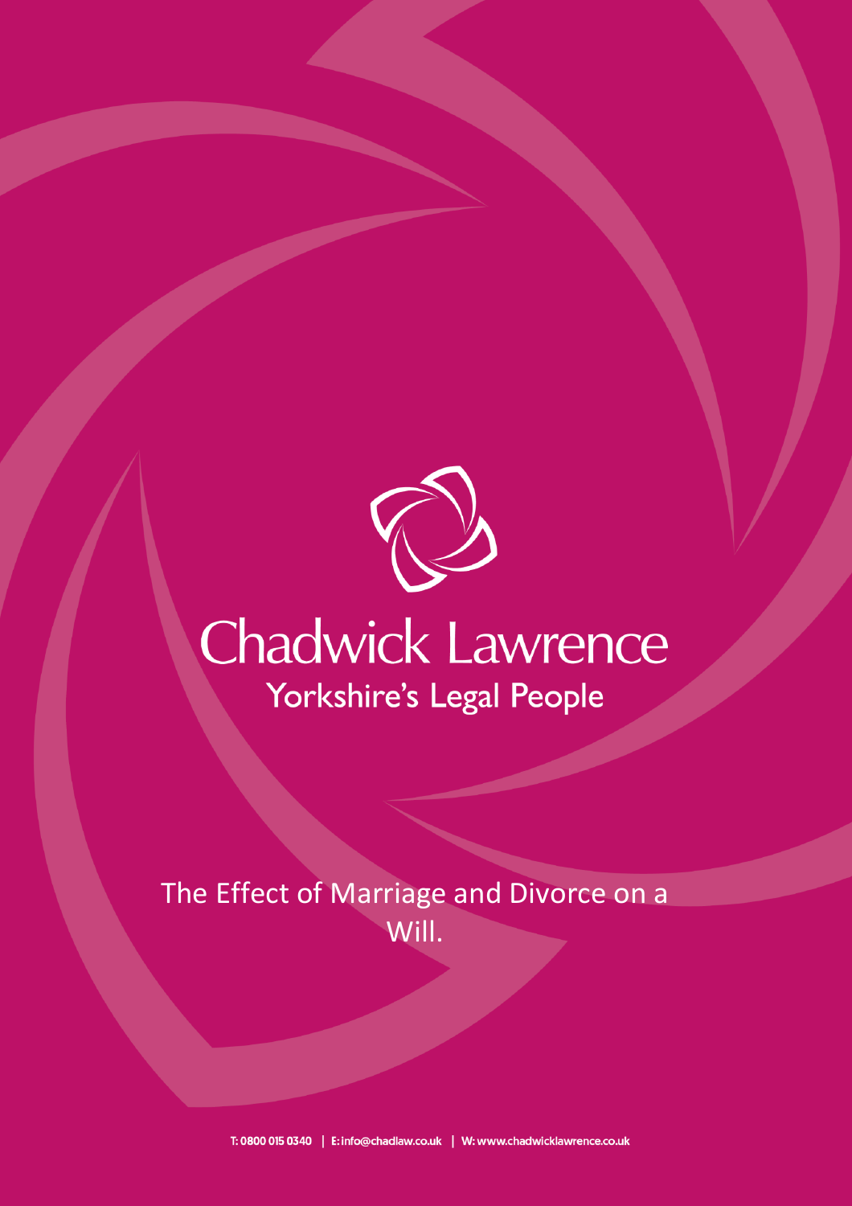# Chadwick Lawrence

Yorkshire's Legal People

## The Effect of Marriage and Divorce on a Will.

T: 0800 015 0340 | E: info@chadlaw.co.uk | W: www.chadwicklawrence.co.uk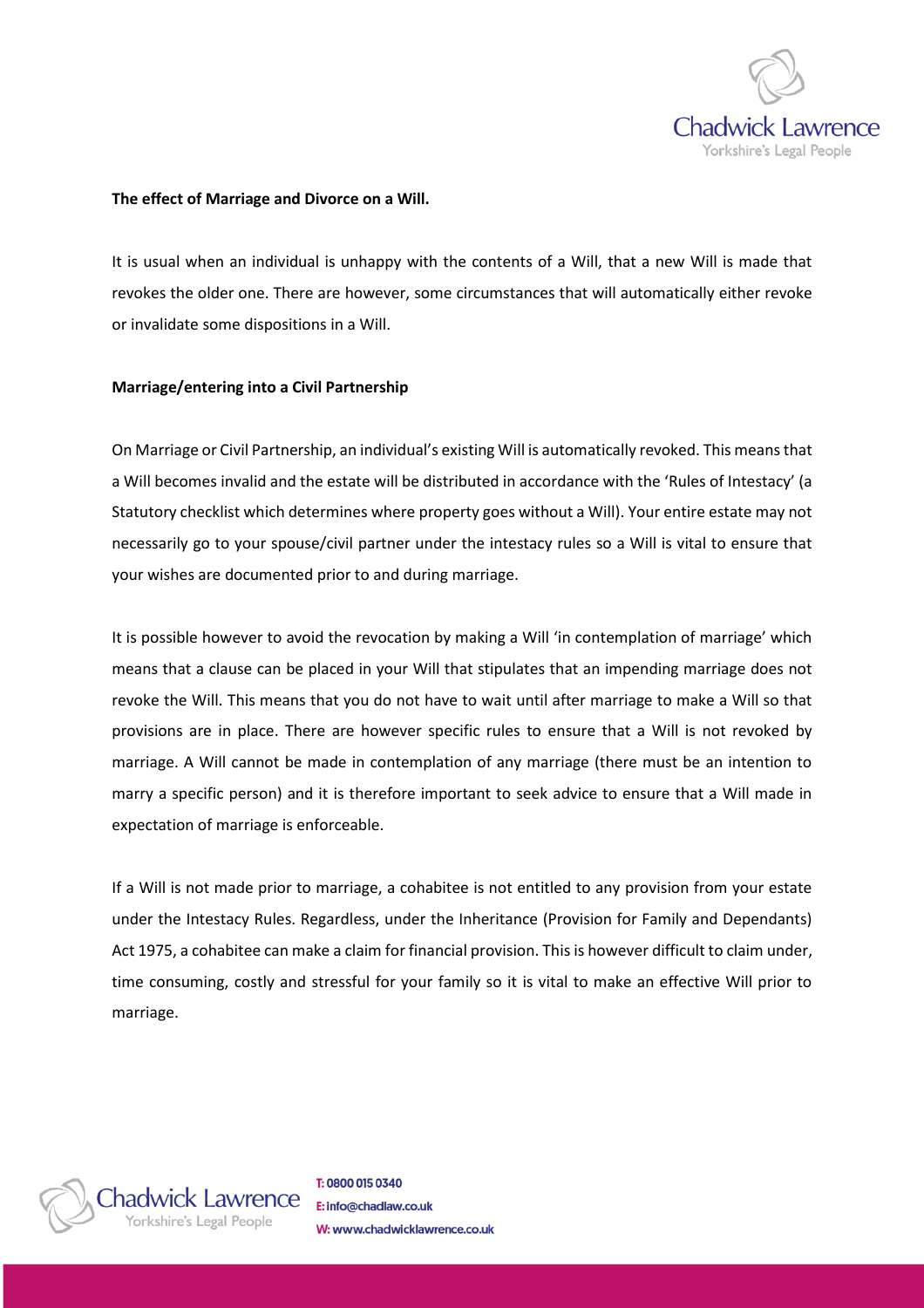**The effect of Marriage and Divorce on a Will.**

It is usual when an individual is unhappy with the contents of a Will, that a new Will is made that revokes the older one. There are however, some circumstances that will automatically either revoke or invalidate some dispositions in a Will.

**Marriage/entering into a Civil Partnership**

On Marriage or Civil Partnership, an individual's existing Will is automatically revoked. This means that a Will becomes invalid and the estate will be distributed in accordance with the 'Rules of Intestacy' (a Statutory checklist which determines where property goes without a Will). Your entire estate may not necessarily go to your spouse/civil partner under the intestacy rules so a Will is vital to ensure that your wishes are documented prior to and during marriage.

It is possible however to avoid the revocation by making a Will 'in contemplation of marriage' which means that a clause can be placed in your Will that stipulates that an impending marriage does not revoke the Will. This means that you do not have to wait until after marriage to make a Will so that provisions are in place. There are however specific rules to ensure that a Will is not revoked by marriage. A Will cannot be made in contemplation of any marriage (there must be an intention to marry a specific person) and it is therefore important to seek advice to ensure that a Will made in expectation of marriage is enforceable.

If a Will is not made prior to marriage, a cohabitee is not entitled to any provision from your estate under the Intestacy Rules. Regardless, under the Inheritance (Provision for Family and Dependants) Act 1975, a cohabitee can make a claim for financial provision. This is however difficult to claim under, time consuming, costly and stressful for your family so it is vital to make an effective Will prior to marriage.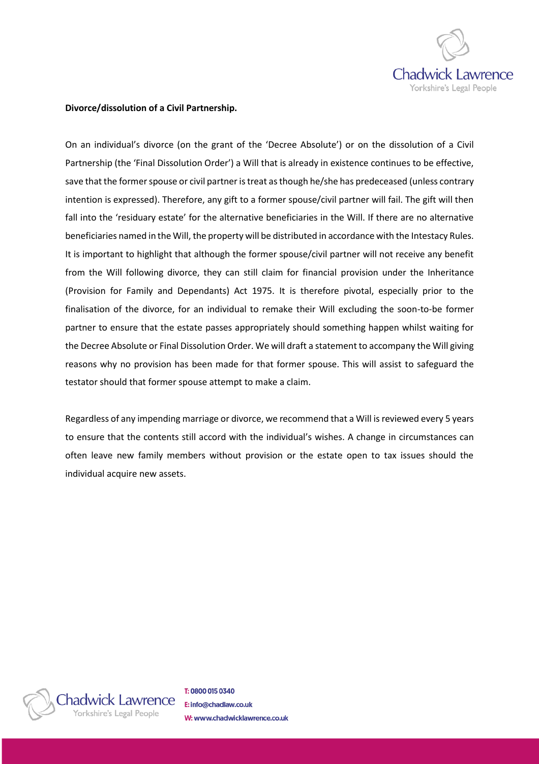**Divorce/dissolution of a Civil Partnership.**

On an individual's divorce (on the grant of the 'Decree Absolute') or on the dissolution of a Civil Partnership (the 'Final Dissolution Order') a Will that is already in existence continues to be effective, save that the former spouse or civil partner is treat as though he/she has predeceased (unless contrary intention is expressed). Therefore, any gift to a former spouse/civil partner will fail. The gift will then fall into the 'residuary estate' for the alternative beneficiaries in the Will. If there are no alternative beneficiaries named in the Will, the property will be distributed in accordance with the Intestacy Rules. It is important to highlight that although the former spouse/civil partner will not receive any benefit from the Will following divorce, they can still claim for financial provision under the Inheritance (Provision for Family and Dependants) Act 1975. It is therefore pivotal, especially prior to the finalisation of the divorce, for an individual to remake their Will excluding the soon-to-be former partner to ensure that the estate passes appropriately should something happen whilst waiting for the Decree Absolute or Final Dissolution Order. We will draft a statement to accompany the Will giving reasons why no provision has been made for that former spouse. This will assist to safeguard the testator should that former spouse attempt to make a claim.

Regardless of any impending marriage or divorce, we recommend that a Will is reviewed every 5 years to ensure that the contents still accord with the individual's wishes. A change in circumstances can often leave new family members without provision or the estate open to tax issues should the individual acquire new assets.